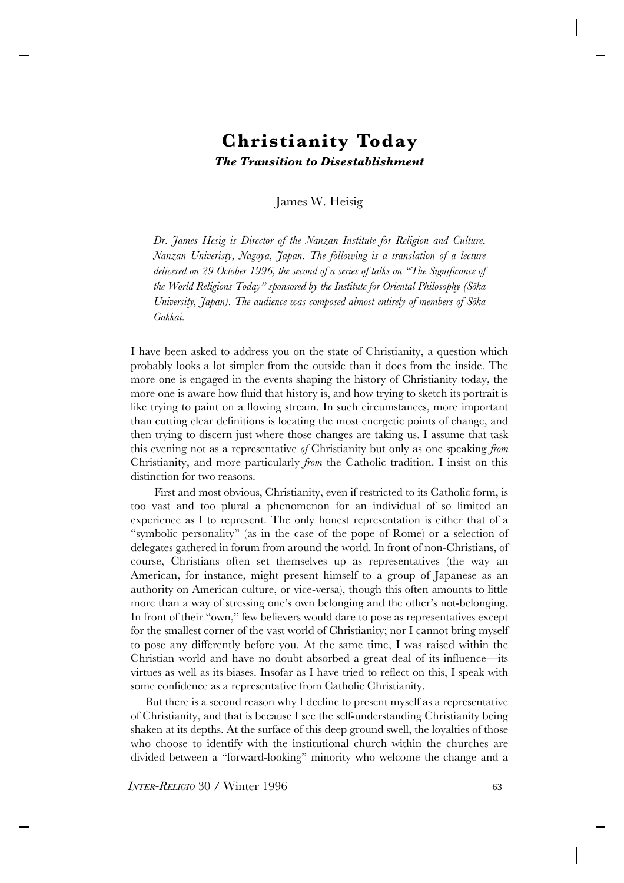# Christianity Today

### *The Transition to Disestablishment*

James W. Heisig

*Dr. James Hesig is Director of the Nanzan Institute for Religion and Culture, Nanzan Univeristy, Nagoya, Japan. The following is a translation of a lecture delivered on 29 October 1996, the second of a series of talks on "The Significance of the World Religions Today" sponsored by the Institute for Oriental Philosophy (Sōka University, Japan). The audience was composed almost entirely of members of Sōka Gakkai.*

I have been asked to address you on the state of Christianity, a question which probably looks a lot simpler from the outside than it does from the inside. The more one is engaged in the events shaping the history of Christianity today, the more one is aware how fluid that history is, and how trying to sketch its portrait is like trying to paint on a flowing stream. In such circumstances, more important than cutting clear definitions is locating the most energetic points of change, and then trying to discern just where those changes are taking us. I assume that task this evening not as a representative *of* Christianity but only as one speaking *from* Christianity, and more particularly *from* the Catholic tradition. I insist on this distinction for two reasons.

First and most obvious, Christianity, even if restricted to its Catholic form, is too vast and too plural a phenomenon for an individual of so limited an experience as I to represent. The only honest representation is either that of a "symbolic personality" (as in the case of the pope of Rome) or a selection of delegates gathered in forum from around the world. In front of non-Christians, of course, Christians often set themselves up as representatives (the way an American, for instance, might present himself to a group of Japanese as an authority on American culture, or vice-versa), though this often amounts to little more than a way of stressing one's own belonging and the other's not-belonging. In front of their "own," few believers would dare to pose as representatives except for the smallest corner of the vast world of Christianity; nor I cannot bring myself to pose any differently before you. At the same time, I was raised within the Christian world and have no doubt absorbed a great deal of its influence—its virtues as well as its biases. Insofar as I have tried to reflect on this, I speak with some confidence as a representative from Catholic Christianity.

But there is a second reason why I decline to present myself as a representative of Christianity, and that is because I see the self-understanding Christianity being shaken at its depths. At the surface of this deep ground swell, the loyalties of those who choose to identify with the institutional church within the churches are divided between a "forward-looking" minority who welcome the change and a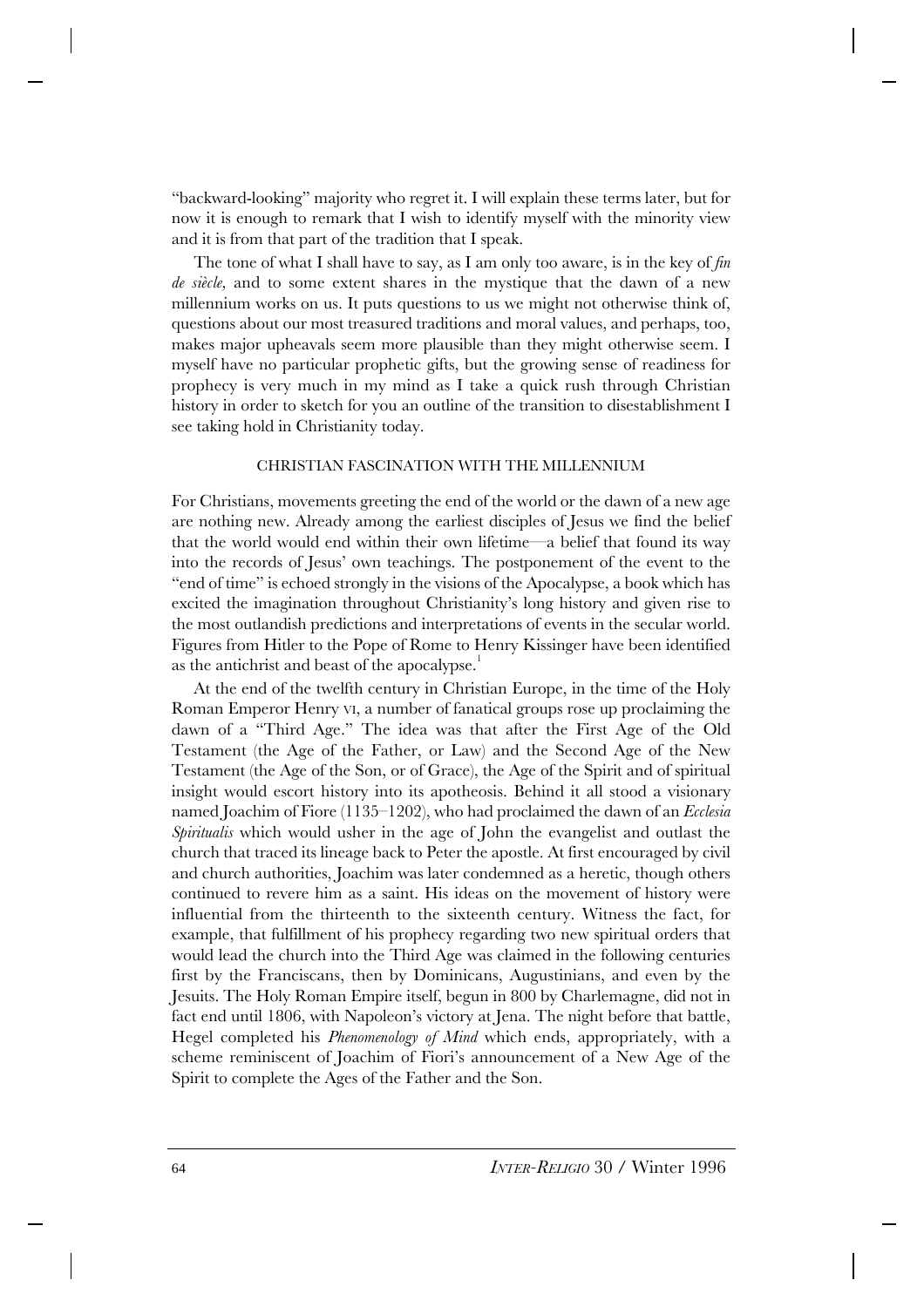"backward-looking" majority who regret it. I will explain these terms later, but for now it is enough to remark that I wish to identify myself with the minority view and it is from that part of the tradition that I speak.

The tone of what I shall have to say, as I am only too aware, is in the key of *fin de siècle,* and to some extent shares in the mystique that the dawn of a new millennium works on us. It puts questions to us we might not otherwise think of, questions about our most treasured traditions and moral values, and perhaps, too, makes major upheavals seem more plausible than they might otherwise seem. I myself have no particular prophetic gifts, but the growing sense of readiness for prophecy is very much in my mind as I take a quick rush through Christian history in order to sketch for you an outline of the transition to disestablishment I see taking hold in Christianity today.

## CHRISTIAN FASCINATION WITH THE MILLENNIUM

For Christians, movements greeting the end of the world or the dawn of a new age are nothing new. Already among the earliest disciples of Jesus we find the belief that the world would end within their own lifetime—a belief that found its way into the records of Jesus' own teachings. The postponement of the event to the "end of time" is echoed strongly in the visions of the Apocalypse, a book which has excited the imagination throughout Christianity's long history and given rise to the most outlandish predictions and interpretations of events in the secular world. Figures from Hitler to the Pope of Rome to Henry Kissinger have been identified as the antichrist and beast of the apocalypse.[1]

At the end of the twelfth century in Christian Europe, in the time of the Holy Roman Emperor Henry VI, a number of fanatical groups rose up proclaiming the dawn of a "Third Age." The idea was that after the First Age of the Old Testament (the Age of the Father, or Law) and the Second Age of the New Testament (the Age of the Son, or of Grace), the Age of the Spirit and of spiritual insight would escort history into its apotheosis. Behind it all stood a visionary named Joachim of Fiore (1135–1202), who had proclaimed the dawn of an *Ecclesia Spiritualis* which would usher in the age of John the evangelist and outlast the church that traced its lineage back to Peter the apostle. At first encouraged by civil and church authorities, Joachim was later condemned as a heretic, though others continued to revere him as a saint. His ideas on the movement of history were influential from the thirteenth to the sixteenth century. Witness the fact, for example, that fulfillment of his prophecy regarding two new spiritual orders that would lead the church into the Third Age was claimed in the following centuries first by the Franciscans, then by Dominicans, Augustinians, and even by the Jesuits. The Holy Roman Empire itself, begun in 800 by Charlemagne, did not in fact end until 1806, with Napoleon's victory at Jena. The night before that battle, Hegel completed his *Phenomenology of Mind* which ends, appropriately, with a scheme reminiscent of Joachim of Fiori's announcement of a New Age of the Spirit to complete the Ages of the Father and the Son.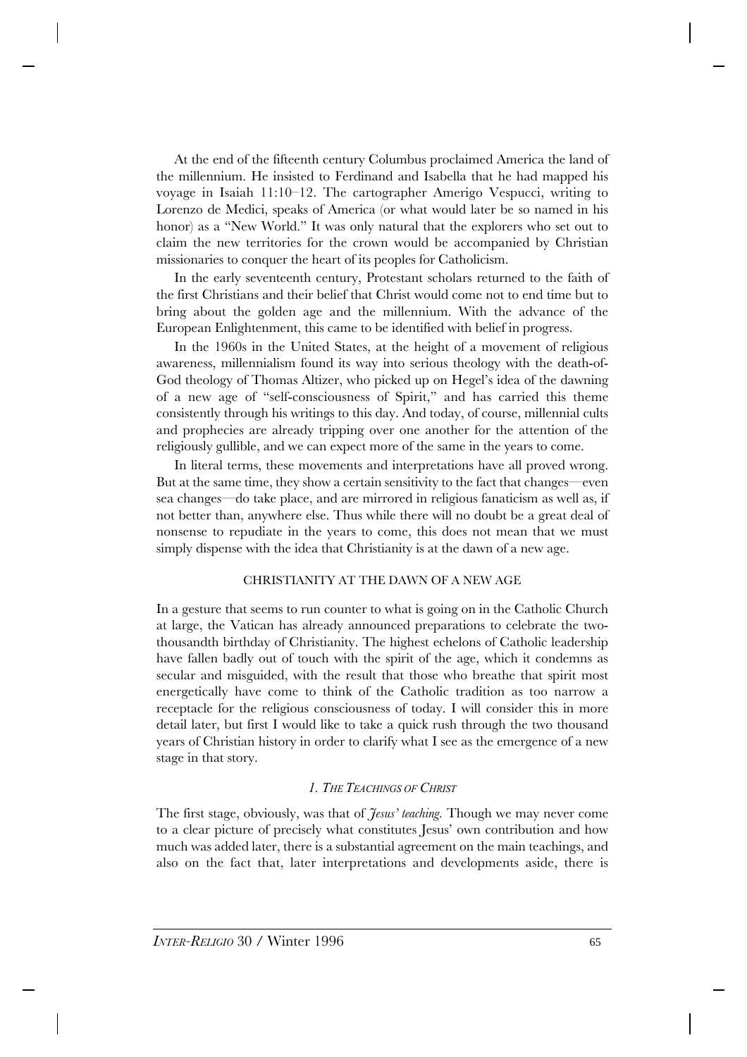At the end of the fifteenth century Columbus proclaimed America the land of the millennium. He insisted to Ferdinand and Isabella that he had mapped his voyage in Isaiah 11:10–12. The cartographer Amerigo Vespucci, writing to Lorenzo de Medici, speaks of America (or what would later be so named in his honor) as a "New World." It was only natural that the explorers who set out to claim the new territories for the crown would be accompanied by Christian missionaries to conquer the heart of its peoples for Catholicism.

In the early seventeenth century, Protestant scholars returned to the faith of the first Christians and their belief that Christ would come not to end time but to bring about the golden age and the millennium. With the advance of the European Enlightenment, this came to be identified with belief in progress.

In the 1960s in the United States, at the height of a movement of religious awareness, millennialism found its way into serious theology with the death-of-God theology of Thomas Altizer, who picked up on Hegel's idea of the dawning of a new age of "self-consciousness of Spirit," and has carried this theme consistently through his writings to this day. And today, of course, millennial cults and prophecies are already tripping over one another for the attention of the religiously gullible, and we can expect more of the same in the years to come.

In literal terms, these movements and interpretations have all proved wrong. But at the same time, they show a certain sensitivity to the fact that changes—even sea changes—do take place, and are mirrored in religious fanaticism as well as, if not better than, anywhere else. Thus while there will no doubt be a great deal of nonsense to repudiate in the years to come, this does not mean that we must simply dispense with the idea that Christianity is at the dawn of a new age.

## CHRISTIANITY AT THE DAWN OF A NEW AGE

In a gesture that seems to run counter to what is going on in the Catholic Church at large, the Vatican has already announced preparations to celebrate the two-thousandth birthday of Christianity. The highest echelons of Catholic leadership have fallen badly out of touch with the spirit of the age, which it condemns as secular and misguided, with the result that those who breathe that spirit most energetically have come to think of the Catholic tradition as too narrow a receptacle for the religious consciousness of today. I will consider this in more detail later, but first I would like to take a quick rush through the two thousand years of Christian history in order to clarify what I see as the emergence of a new stage in that story.

### *1. The Teachings of Christ*

The first stage, obviously, was that of *Jesus' teaching*. Though we may never come to a clear picture of precisely what constitutes Jesus' own contribution and how much was added later, there is a substantial agreement on the main teachings, and also on the fact that, later interpretations and developments aside, there is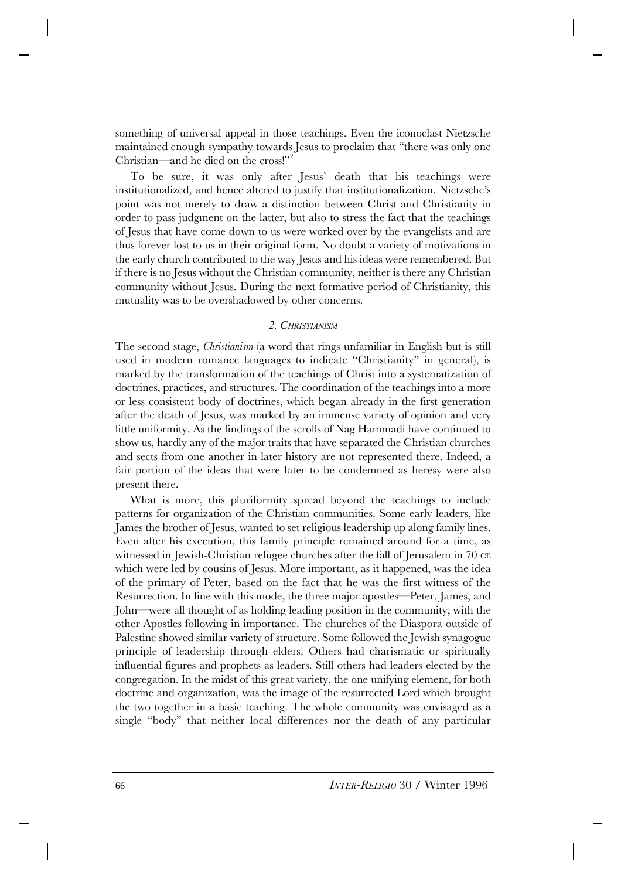something of universal appeal in those teachings. Even the iconoclast Nietzsche maintained enough sympathy towards Jesus to proclaim that "there was only one Christian—and he died on the cross!"[2]

To be sure, it was only after Jesus' death that his teachings were institutionalized, and hence altered to justify that institutionalization. Nietzsche's point was not merely to draw a distinction between Christ and Christianity in order to pass judgment on the latter, but also to stress the fact that the teachings of Jesus that have come down to us were worked over by the evangelists and are thus forever lost to us in their original form. No doubt a variety of motivations in the early church contributed to the way Jesus and his ideas were remembered. But if there is no Jesus without the Christian community, neither is there any Christian community without Jesus. During the next formative period of Christianity, this mutuality was to be overshadowed by other concerns.

## *2. Christianism*

The second stage, *Christianism* (a word that rings unfamiliar in English but is still used in modern romance languages to indicate "Christianity" in general), is marked by the transformation of the teachings of Christ into a systematization of doctrines, practices, and structures. The coordination of the teachings into a more or less consistent body of doctrines, which began already in the first generation after the death of Jesus, was marked by an immense variety of opinion and very little uniformity. As the findings of the scrolls of Nag Hammadi have continued to show us, hardly any of the major traits that have separated the Christian churches and sects from one another in later history are not represented there. Indeed, a fair portion of the ideas that were later to be condemned as heresy were also present there.

What is more, this pluriformity spread beyond the teachings to include patterns for organization of the Christian communities. Some early leaders, like James the brother of Jesus, wanted to set religious leadership up along family lines. Even after his execution, this family principle remained around for a time, as witnessed in Jewish-Christian refugee churches after the fall of Jerusalem in 70 CE which were led by cousins of Jesus. More important, as it happened, was the idea of the primary of Peter, based on the fact that he was the first witness of the Resurrection. In line with this mode, the three major apostles—Peter, James, and John—were all thought of as holding leading position in the community, with the other Apostles following in importance. The churches of the Diaspora outside of Palestine showed similar variety of structure. Some followed the Jewish synagogue principle of leadership through elders. Others had charismatic or spiritually influential figures and prophets as leaders. Still others had leaders elected by the congregation. In the midst of this great variety, the one unifying element, for both doctrine and organization, was the image of the resurrected Lord which brought the two together in a basic teaching. The whole community was envisaged as a single "body" that neither local differences nor the death of any particular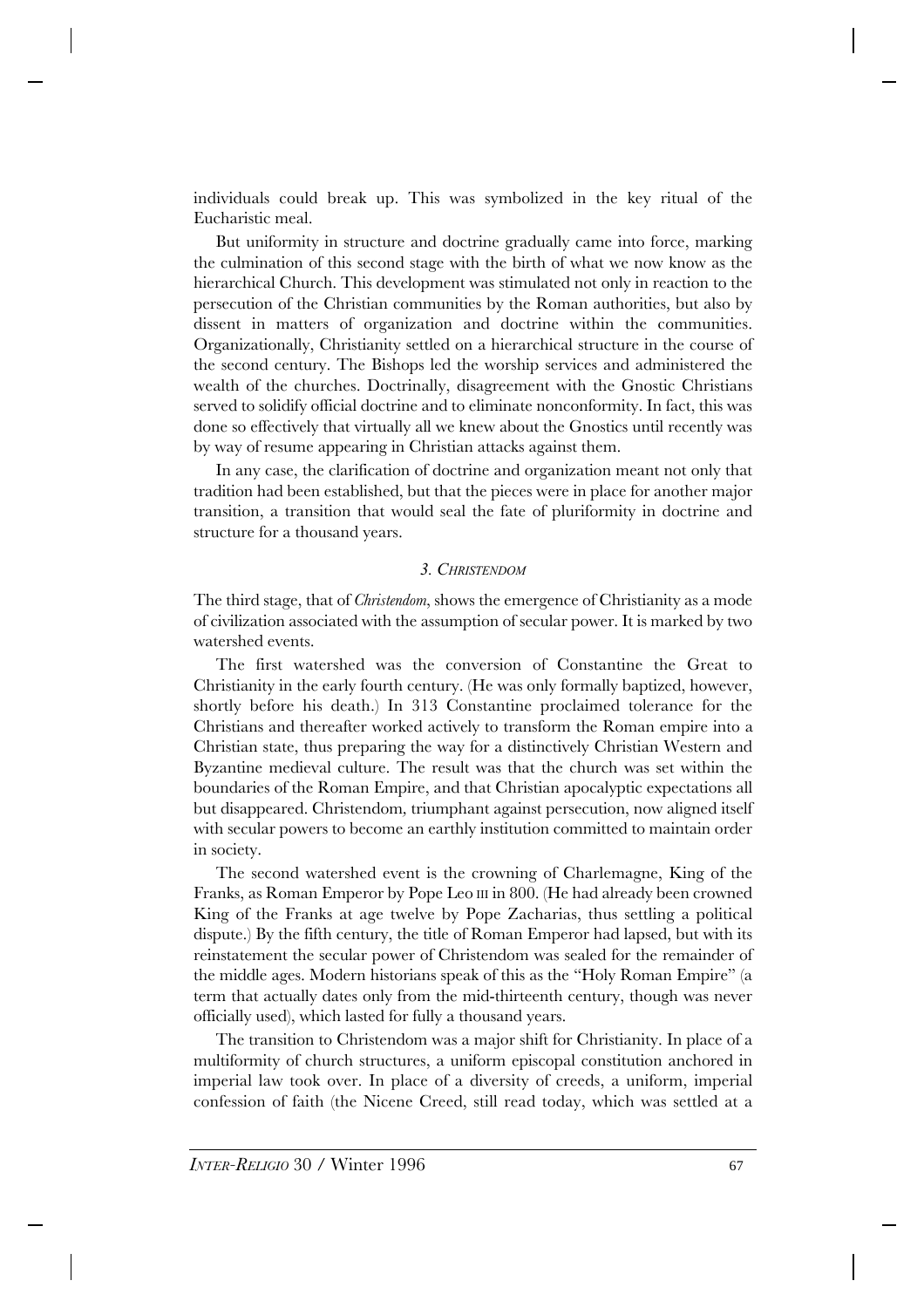individuals could break up. This was symbolized in the key ritual of the Eucharistic meal.

But uniformity in structure and doctrine gradually came into force, marking the culmination of this second stage with the birth of what we now know as the hierarchical Church. This development was stimulated not only in reaction to the persecution of the Christian communities by the Roman authorities, but also by dissent in matters of organization and doctrine within the communities. Organizationally, Christianity settled on a hierarchical structure in the course of the second century. The Bishops led the worship services and administered the wealth of the churches. Doctrinally, disagreement with the Gnostic Christians served to solidify official doctrine and to eliminate nonconformity. In fact, this was done so effectively that virtually all we knew about the Gnostics until recently was by way of resume appearing in Christian attacks against them.

In any case, the clarification of doctrine and organization meant not only that tradition had been established, but that the pieces were in place for another major transition, a transition that would seal the fate of pluriformity in doctrine and structure for a thousand years.

### *3. Christendom*

The third stage, that of *Christendom*, shows the emergence of Christianity as a mode of civilization associated with the assumption of secular power. It is marked by two watershed events.

The first watershed was the conversion of Constantine the Great to Christianity in the early fourth century. (He was only formally baptized, however, shortly before his death.) In 313 Constantine proclaimed tolerance for the Christians and thereafter worked actively to transform the Roman empire into a Christian state, thus preparing the way for a distinctively Christian Western and Byzantine medieval culture. The result was that the church was set within the boundaries of the Roman Empire, and that Christian apocalyptic expectations all but disappeared. Christendom, triumphant against persecution, now aligned itself with secular powers to become an earthly institution committed to maintain order in society.

The second watershed event is the crowning of Charlemagne, King of the Franks, as Roman Emperor by Pope Leo III in 800. (He had already been crowned King of the Franks at age twelve by Pope Zacharias, thus settling a political dispute.) By the fifth century, the title of Roman Emperor had lapsed, but with its reinstatement the secular power of Christendom was sealed for the remainder of the middle ages. Modern historians speak of this as the "Holy Roman Empire" (a term that actually dates only from the mid-thirteenth century, though was never officially used), which lasted for fully a thousand years.

The transition to Christendom was a major shift for Christianity. In place of a multiformity of church structures, a uniform episcopal constitution anchored in imperial law took over. In place of a diversity of creeds, a uniform, imperial confession of faith (the Nicene Creed, still read today, which was settled at a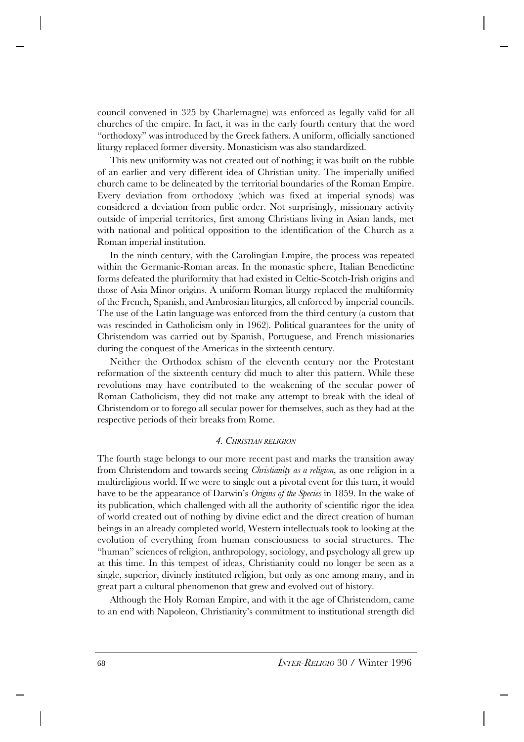council convened in 325 by Charlemagne) was enforced as legally valid for all churches of the empire. In fact, it was in the early fourth century that the word "orthodoxy" was introduced by the Greek fathers. A uniform, officially sanctioned liturgy replaced former diversity. Monasticism was also standardized.

This new uniformity was not created out of nothing; it was built on the rubble of an earlier and very different idea of Christian unity. The imperially unified church came to be delineated by the territorial boundaries of the Roman Empire. Every deviation from orthodoxy (which was fixed at imperial synods) was considered a deviation from public order. Not surprisingly, missionary activity outside of imperial territories, first among Christians living in Asian lands, met with national and political opposition to the identification of the Church as a Roman imperial institution.

In the ninth century, with the Carolingian Empire, the process was repeated within the Germanic-Roman areas. In the monastic sphere, Italian Benedictine forms defeated the pluriformity that had existed in Celtic-Scotch-Irish origins and those of Asia Minor origins. A uniform Roman liturgy replaced the multiformity of the French, Spanish, and Ambrosian liturgies, all enforced by imperial councils. The use of the Latin language was enforced from the third century (a custom that was rescinded in Catholicism only in 1962). Political guarantees for the unity of Christendom was carried out by Spanish, Portuguese, and French missionaries during the conquest of the Americas in the sixteenth century.

Neither the Orthodox schism of the eleventh century nor the Protestant reformation of the sixteenth century did much to alter this pattern. While these revolutions may have contributed to the weakening of the secular power of Roman Catholicism, they did not make any attempt to break with the ideal of Christendom or to forego all secular power for themselves, such as they had at the respective periods of their breaks from Rome.

### 4. *Christian religion*

The fourth stage belongs to our more recent past and marks the transition away from Christendom and towards seeing *Christianity as a religion,* as one religion in a multireligious world. If we were to single out a pivotal event for this turn, it would have to be the appearance of Darwin's *Origins of the Species* in 1859. In the wake of its publication, which challenged with all the authority of scientific rigor the idea of world created out of nothing by divine edict and the direct creation of human beings in an already completed world, Western intellectuals took to looking at the evolution of everything from human consciousness to social structures. The "human" sciences of religion, anthropology, sociology, and psychology all grew up at this time. In this tempest of ideas, Christianity could no longer be seen as a single, superior, divinely instituted religion, but only as one among many, and in great part a cultural phenomenon that grew and evolved out of history.

Although the Holy Roman Empire, and with it the age of Christendom, came to an end with Napoleon, Christianity's commitment to institutional strength did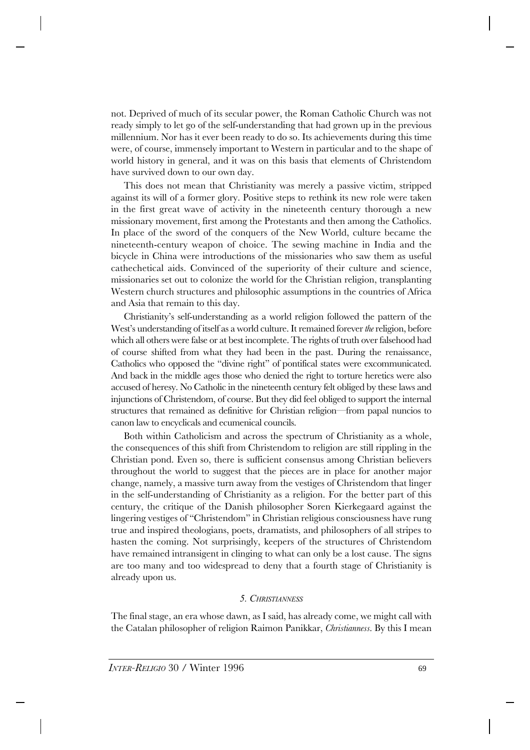not. Deprived of much of its secular power, the Roman Catholic Church was not ready simply to let go of the self-understanding that had grown up in the previous millennium. Nor has it ever been ready to do so. Its achievements during this time were, of course, immensely important to Western in particular and to the shape of world history in general, and it was on this basis that elements of Christendom have survived down to our own day.

This does not mean that Christianity was merely a passive victim, stripped against its will of a former glory. Positive steps to rethink its new role were taken in the first great wave of activity in the nineteenth century thorough a new missionary movement, first among the Protestants and then among the Catholics. In place of the sword of the conquers of the New World, culture became the nineteenth-century weapon of choice. The sewing machine in India and the bicycle in China were introductions of the missionaries who saw them as useful cathechetical aids. Convinced of the superiority of their culture and science, missionaries set out to colonize the world for the Christian religion, transplanting Western church structures and philosophic assumptions in the countries of Africa and Asia that remain to this day.

Christianity's self-understanding as a world religion followed the pattern of the West's understanding of itself as a world culture. It remained forever *the* religion, before which all others were false or at best incomplete. The rights of truth over falsehood had of course shifted from what they had been in the past. During the renaissance, Catholics who opposed the "divine right" of pontifical states were excommunicated. And back in the middle ages those who denied the right to torture heretics were also accused of heresy. No Catholic in the nineteenth century felt obliged by these laws and injunctions of Christendom, of course. But they did feel obliged to support the internal structures that remained as definitive for Christian religion—from papal nuncios to canon law to encyclicals and ecumenical councils.

Both within Catholicism and across the spectrum of Christianity as a whole, the consequences of this shift from Christendom to religion are still rippling in the Christian pond. Even so, there is sufficient consensus among Christian believers throughout the world to suggest that the pieces are in place for another major change, namely, a massive turn away from the vestiges of Christendom that linger in the self-understanding of Christianity as a religion. For the better part of this century, the critique of the Danish philosopher Soren Kierkegaard against the lingering vestiges of "Christendom" in Christian religious consciousness have rung true and inspired theologians, poets, dramatists, and philosophers of all stripes to hasten the coming. Not surprisingly, keepers of the structures of Christendom have remained intransigent in clinging to what can only be a lost cause. The signs are too many and too widespread to deny that a fourth stage of Christianity is already upon us.

### *5. CHRISTIANNESS*

The final stage, an era whose dawn, as I said, has already come, we might call with the Catalan philosopher of religion Raimon Panikkar, *Christianness*. By this I mean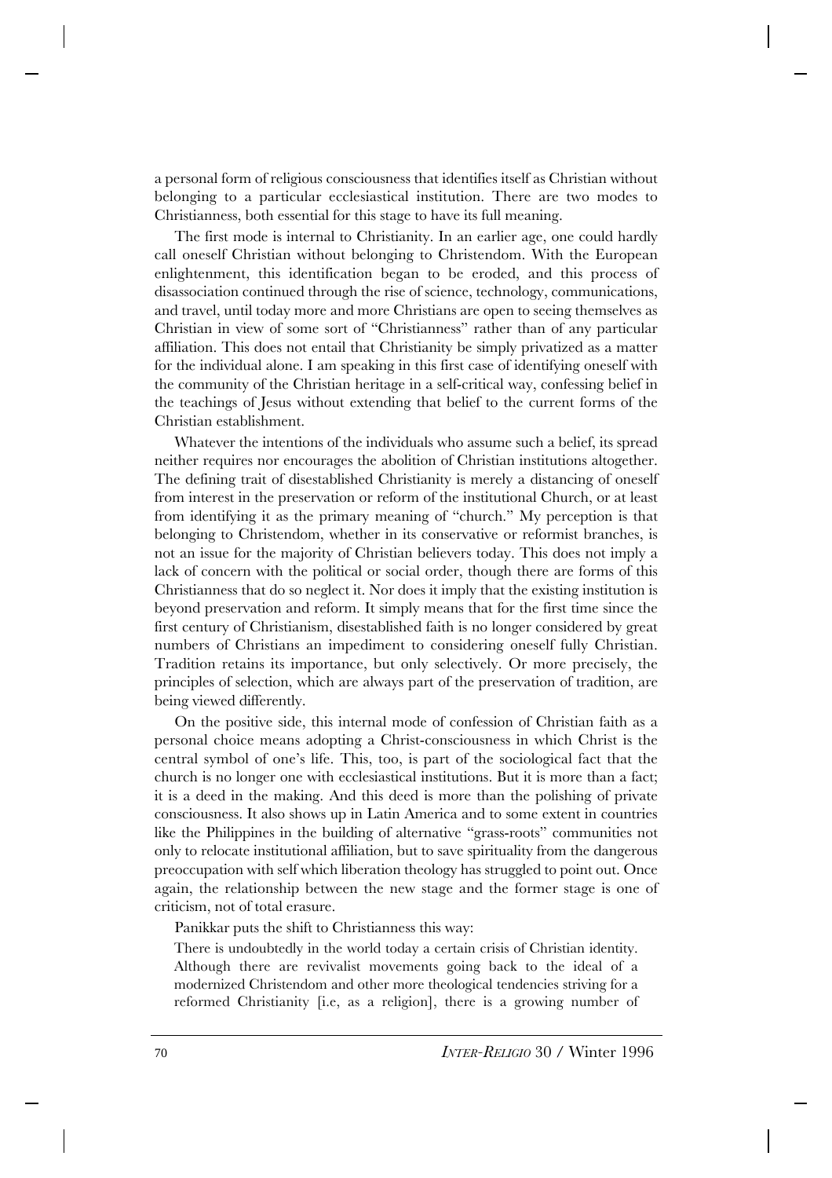a personal form of religious consciousness that identifies itself as Christian without belonging to a particular ecclesiastical institution. There are two modes to Christianness, both essential for this stage to have its full meaning.

The first mode is internal to Christianity. In an earlier age, one could hardly call oneself Christian without belonging to Christendom. With the European enlightenment, this identification began to be eroded, and this process of disassociation continued through the rise of science, technology, communications, and travel, until today more and more Christians are open to seeing themselves as Christian in view of some sort of "Christianness" rather than of any particular affiliation. This does not entail that Christianity be simply privatized as a matter for the individual alone. I am speaking in this first case of identifying oneself with the community of the Christian heritage in a self-critical way, confessing belief in the teachings of Jesus without extending that belief to the current forms of the Christian establishment.

Whatever the intentions of the individuals who assume such a belief, its spread neither requires nor encourages the abolition of Christian institutions altogether. The defining trait of disestablished Christianity is merely a distancing of oneself from interest in the preservation or reform of the institutional Church, or at least from identifying it as the primary meaning of "church." My perception is that belonging to Christendom, whether in its conservative or reformist branches, is not an issue for the majority of Christian believers today. This does not imply a lack of concern with the political or social order, though there are forms of this Christianness that do so neglect it. Nor does it imply that the existing institution is beyond preservation and reform. It simply means that for the first time since the first century of Christianism, disestablished faith is no longer considered by great numbers of Christians an impediment to considering oneself fully Christian. Tradition retains its importance, but only selectively. Or more precisely, the principles of selection, which are always part of the preservation of tradition, are being viewed differently.

On the positive side, this internal mode of confession of Christian faith as a personal choice means adopting a Christ-consciousness in which Christ is the central symbol of one's life. This, too, is part of the sociological fact that the church is no longer one with ecclesiastical institutions. But it is more than a fact; it is a deed in the making. And this deed is more than the polishing of private consciousness. It also shows up in Latin America and to some extent in countries like the Philippines in the building of alternative "grass-roots" communities not only to relocate institutional affiliation, but to save spirituality from the dangerous preoccupation with self which liberation theology has struggled to point out. Once again, the relationship between the new stage and the former stage is one of criticism, not of total erasure.

Panikkar puts the shift to Christianness this way:

> There is undoubtedly in the world today a certain crisis of Christian identity. Although there are revivalist movements going back to the ideal of a modernized Christendom and other more theological tendencies striving for a reformed Christianity [i.e, as a religion], there is a growing number of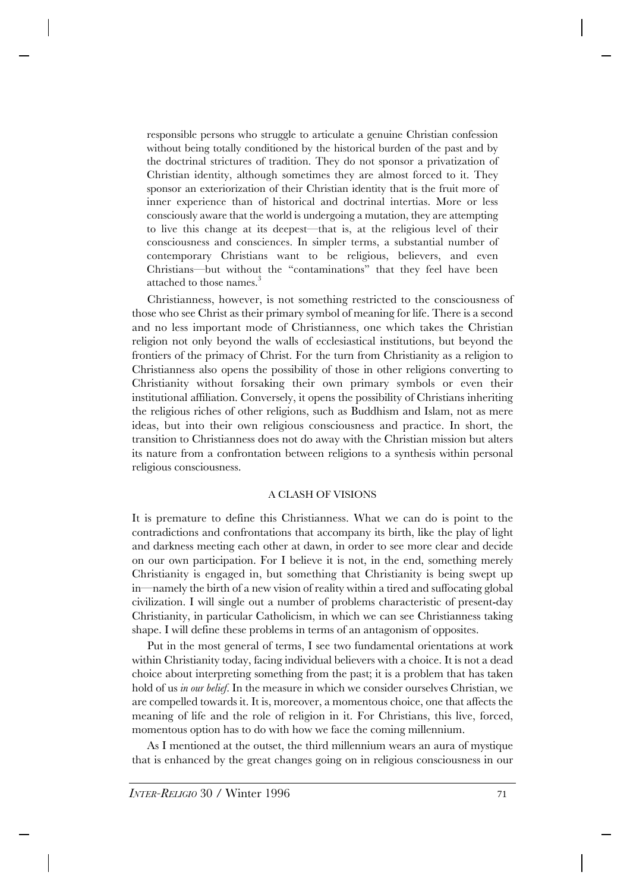responsible persons who struggle to articulate a genuine Christian confession without being totally conditioned by the historical burden of the past and by the doctrinal strictures of tradition. They do not sponsor a privatization of Christian identity, although sometimes they are almost forced to it. They sponsor an exteriorization of their Christian identity that is the fruit more of inner experience than of historical and doctrinal intertias. More or less consciously aware that the world is undergoing a mutation, they are attempting to live this change at its deepest—that is, at the religious level of their consciousness and consciences. In simpler terms, a substantial number of contemporary Christians want to be religious, believers, and even Christians—but without the "contaminations" that they feel have been attached to those names.[3]

Christianness, however, is not something restricted to the consciousness of those who see Christ as their primary symbol of meaning for life. There is a second and no less important mode of Christianness, one which takes the Christian religion not only beyond the walls of ecclesiastical institutions, but beyond the frontiers of the primacy of Christ. For the turn from Christianity as a religion to Christianness also opens the possibility of those in other religions converting to Christianity without forsaking their own primary symbols or even their institutional affiliation. Conversely, it opens the possibility of Christians inheriting the religious riches of other religions, such as Buddhism and Islam, not as mere ideas, but into their own religious consciousness and practice. In short, the transition to Christianness does not do away with the Christian mission but alters its nature from a confrontation between religions to a synthesis within personal religious consciousness.

## A CLASH OF VISIONS

It is premature to define this Christianness. What we can do is point to the contradictions and confrontations that accompany its birth, like the play of light and darkness meeting each other at dawn, in order to see more clear and decide on our own participation. For I believe it is not, in the end, something merely Christianity is engaged in, but something that Christianity is being swept up in—namely the birth of a new vision of reality within a tired and suffocating global civilization. I will single out a number of problems characteristic of present-day Christianity, in particular Catholicism, in which we can see Christianness taking shape. I will define these problems in terms of an antagonism of opposites.

Put in the most general of terms, I see two fundamental orientations at work within Christianity today, facing individual believers with a choice. It is not a dead choice about interpreting something from the past; it is a problem that has taken hold of us *in our belief*. In the measure in which we consider ourselves Christian, we are compelled towards it. It is, moreover, a momentous choice, one that affects the meaning of life and the role of religion in it. For Christians, this live, forced, momentous option has to do with how we face the coming millennium.

As I mentioned at the outset, the third millennium wears an aura of mystique that is enhanced by the great changes going on in religious consciousness in our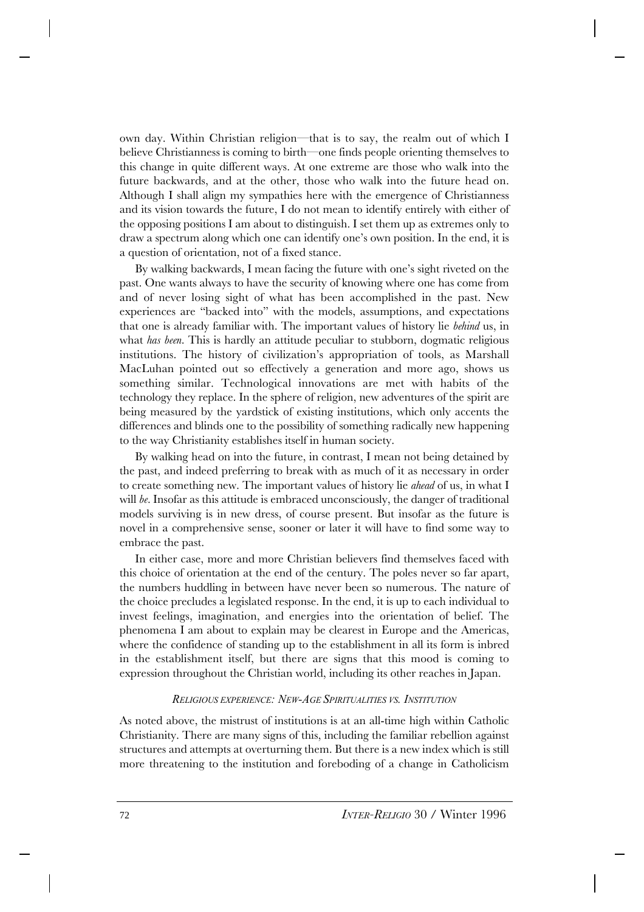own day. Within Christian religion—that is to say, the realm out of which I believe Christianness is coming to birth—one finds people orienting themselves to this change in quite different ways. At one extreme are those who walk into the future backwards, and at the other, those who walk into the future head on. Although I shall align my sympathies here with the emergence of Christianness and its vision towards the future, I do not mean to identify entirely with either of the opposing positions I am about to distinguish. I set them up as extremes only to draw a spectrum along which one can identify one's own position. In the end, it is a question of orientation, not of a fixed stance.

By walking backwards, I mean facing the future with one's sight riveted on the past. One wants always to have the security of knowing where one has come from and of never losing sight of what has been accomplished in the past. New experiences are "backed into" with the models, assumptions, and expectations that one is already familiar with. The important values of history lie *behind* us, in what *has been.* This is hardly an attitude peculiar to stubborn, dogmatic religious institutions. The history of civilization's appropriation of tools, as Marshall MacLuhan pointed out so effectively a generation and more ago, shows us something similar. Technological innovations are met with habits of the technology they replace. In the sphere of religion, new adventures of the spirit are being measured by the yardstick of existing institutions, which only accents the differences and blinds one to the possibility of something radically new happening to the way Christianity establishes itself in human society.

By walking head on into the future, in contrast, I mean not being detained by the past, and indeed preferring to break with as much of it as necessary in order to create something new. The important values of history lie *ahead* of us, in what I will *be*. Insofar as this attitude is embraced unconsciously, the danger of traditional models surviving is in new dress, of course present. But insofar as the future is novel in a comprehensive sense, sooner or later it will have to find some way to embrace the past.

In either case, more and more Christian believers find themselves faced with this choice of orientation at the end of the century. The poles never so far apart, the numbers huddling in between have never been so numerous. The nature of the choice precludes a legislated response. In the end, it is up to each individual to invest feelings, imagination, and energies into the orientation of belief. The phenomena I am about to explain may be clearest in Europe and the Americas, where the confidence of standing up to the establishment in all its form is inbred in the establishment itself, but there are signs that this mood is coming to expression throughout the Christian world, including its other reaches in Japan.

### *Religious experience: New-Age Spiritualities vs. Institution*

As noted above, the mistrust of institutions is at an all-time high within Catholic Christianity. There are many signs of this, including the familiar rebellion against structures and attempts at overturning them. But there is a new index which is still more threatening to the institution and foreboding of a change in Catholicism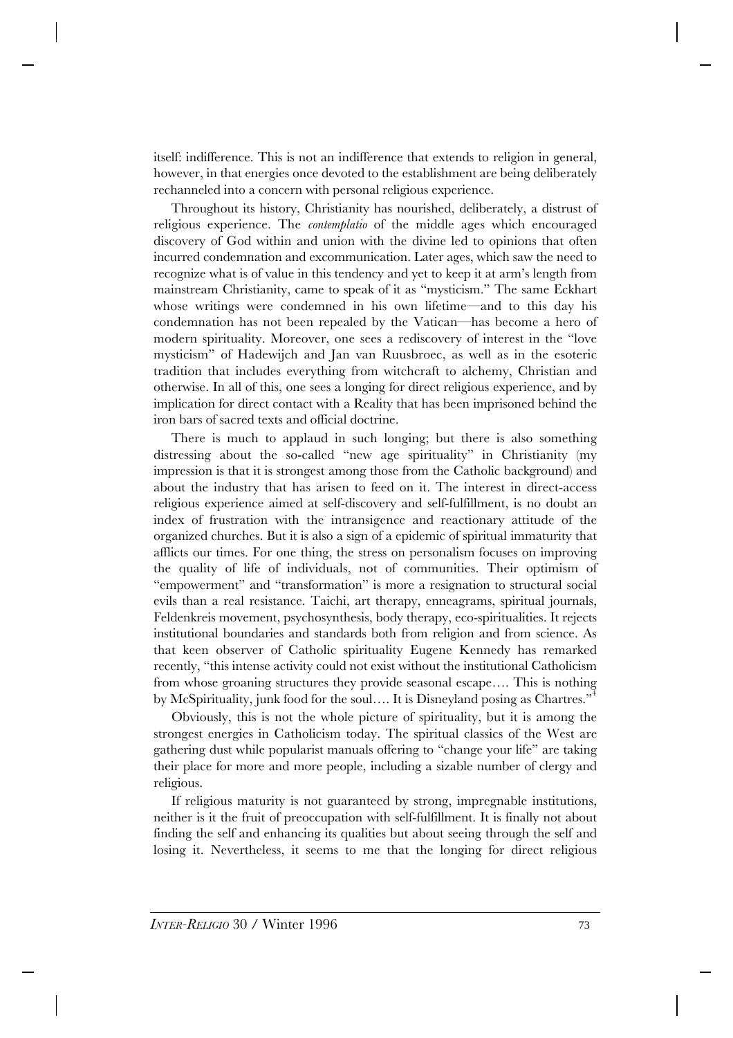itself: indifference. This is not an indifference that extends to religion in general, however, in that energies once devoted to the establishment are being deliberately rechanneled into a concern with personal religious experience.

Throughout its history, Christianity has nourished, deliberately, a distrust of religious experience. The *contemplatio* of the middle ages which encouraged discovery of God within and union with the divine led to opinions that often incurred condemnation and excommunication. Later ages, which saw the need to recognize what is of value in this tendency and yet to keep it at arm's length from mainstream Christianity, came to speak of it as "mysticism." The same Eckhart whose writings were condemned in his own lifetime—and to this day his condemnation has not been repealed by the Vatican—has become a hero of modern spirituality. Moreover, one sees a rediscovery of interest in the "love mysticism" of Hadewijch and Jan van Ruusbroec, as well as in the esoteric tradition that includes everything from witchcraft to alchemy, Christian and otherwise. In all of this, one sees a longing for direct religious experience, and by implication for direct contact with a Reality that has been imprisoned behind the iron bars of sacred texts and official doctrine.

There is much to applaud in such longing; but there is also something distressing about the so-called "new age spirituality" in Christianity (my impression is that it is strongest among those from the Catholic background) and about the industry that has arisen to feed on it. The interest in direct-access religious experience aimed at self-discovery and self-fulfillment, is no doubt an index of frustration with the intransigence and reactionary attitude of the organized churches. But it is also a sign of a epidemic of spiritual immaturity that afflicts our times. For one thing, the stress on personalism focuses on improving the quality of life of individuals, not of communities. Their optimism of "empowerment" and "transformation" is more a resignation to structural social evils than a real resistance. Taichi, art therapy, enneagrams, spiritual journals, Feldenkreis movement, psychosynthesis, body therapy, eco-spiritualities. It rejects institutional boundaries and standards both from religion and from science. As that keen observer of Catholic spirituality Eugene Kennedy has remarked recently, "this intense activity could not exist without the institutional Catholicism from whose groaning structures they provide seasonal escape…. This is nothing by McSpirituality, junk food for the soul…. It is Disneyland posing as Chartres."[4]

Obviously, this is not the whole picture of spirituality, but it is among the strongest energies in Catholicism today. The spiritual classics of the West are gathering dust while popularist manuals offering to "change your life" are taking their place for more and more people, including a sizable number of clergy and religious.

If religious maturity is not guaranteed by strong, impregnable institutions, neither is it the fruit of preoccupation with self-fulfillment. It is finally not about finding the self and enhancing its qualities but about seeing through the self and losing it. Nevertheless, it seems to me that the longing for direct religious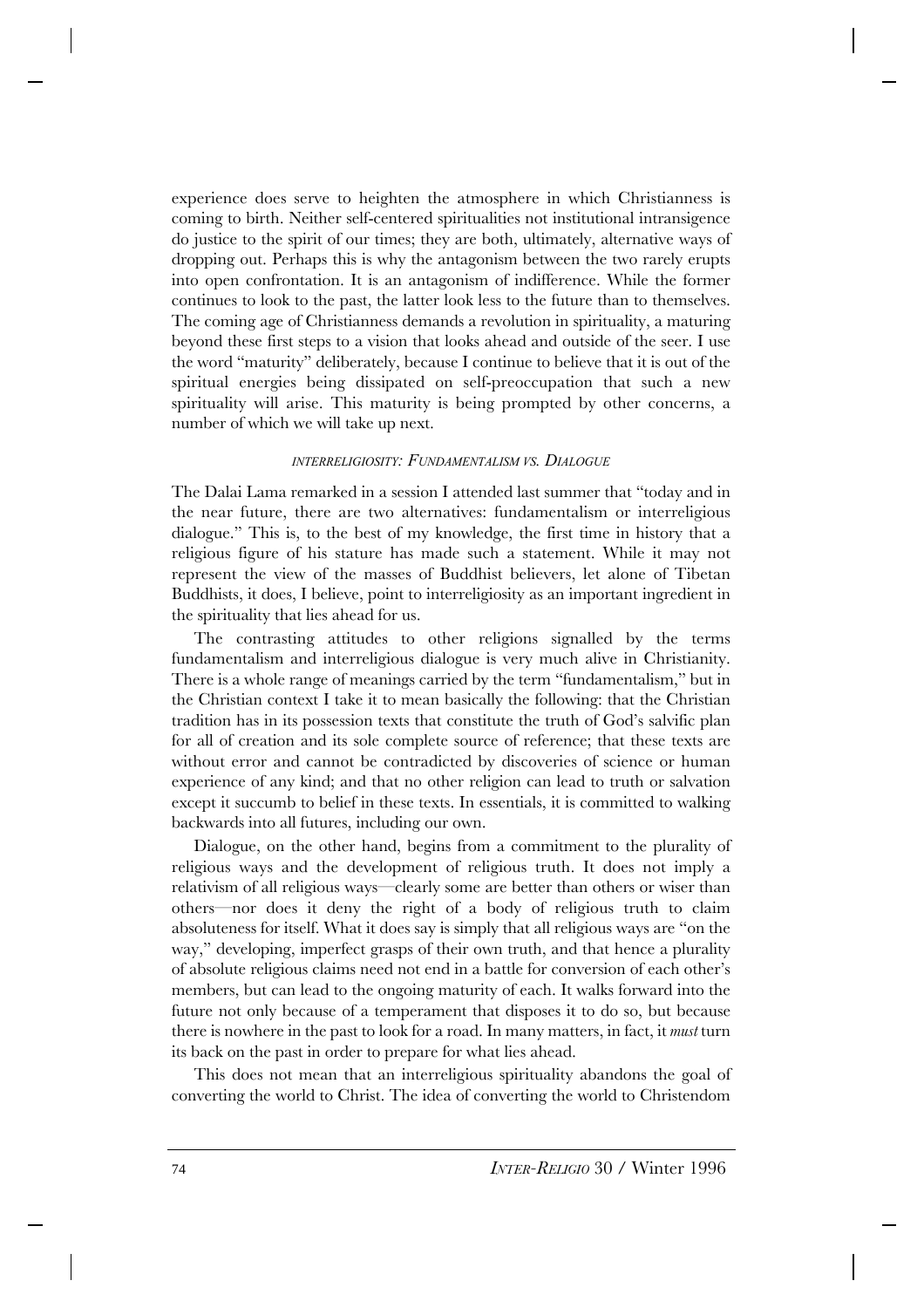experience does serve to heighten the atmosphere in which Christianness is coming to birth. Neither self-centered spiritualities not institutional intransigence do justice to the spirit of our times; they are both, ultimately, alternative ways of dropping out. Perhaps this is why the antagonism between the two rarely erupts into open confrontation. It is an antagonism of indifference. While the former continues to look to the past, the latter look less to the future than to themselves. The coming age of Christianness demands a revolution in spirituality, a maturing beyond these first steps to a vision that looks ahead and outside of the seer. I use the word "maturity" deliberately, because I continue to believe that it is out of the spiritual energies being dissipated on self-preoccupation that such a new spirituality will arise. This maturity is being prompted by other concerns, a number of which we will take up next.

### *INTERRELIGIOSITY: FUNDAMENTALISM VS. DIALOGUE*

The Dalai Lama remarked in a session I attended last summer that "today and in the near future, there are two alternatives: fundamentalism or interreligious dialogue." This is, to the best of my knowledge, the first time in history that a religious figure of his stature has made such a statement. While it may not represent the view of the masses of Buddhist believers, let alone of Tibetan Buddhists, it does, I believe, point to interreligiosity as an important ingredient in the spirituality that lies ahead for us.

The contrasting attitudes to other religions signalled by the terms fundamentalism and interreligious dialogue is very much alive in Christianity. There is a whole range of meanings carried by the term "fundamentalism," but in the Christian context I take it to mean basically the following: that the Christian tradition has in its possession texts that constitute the truth of God's salvific plan for all of creation and its sole complete source of reference; that these texts are without error and cannot be contradicted by discoveries of science or human experience of any kind; and that no other religion can lead to truth or salvation except it succumb to belief in these texts. In essentials, it is committed to walking backwards into all futures, including our own.

Dialogue, on the other hand, begins from a commitment to the plurality of religious ways and the development of religious truth. It does not imply a relativism of all religious ways—clearly some are better than others or wiser than others—nor does it deny the right of a body of religious truth to claim absoluteness for itself. What it does say is simply that all religious ways are "on the way," developing, imperfect grasps of their own truth, and that hence a plurality of absolute religious claims need not end in a battle for conversion of each other's members, but can lead to the ongoing maturity of each. It walks forward into the future not only because of a temperament that disposes it to do so, but because there is nowhere in the past to look for a road. In many matters, in fact, it *must* turn its back on the past in order to prepare for what lies ahead.

This does not mean that an interreligious spirituality abandons the goal of converting the world to Christ. The idea of converting the world to Christendom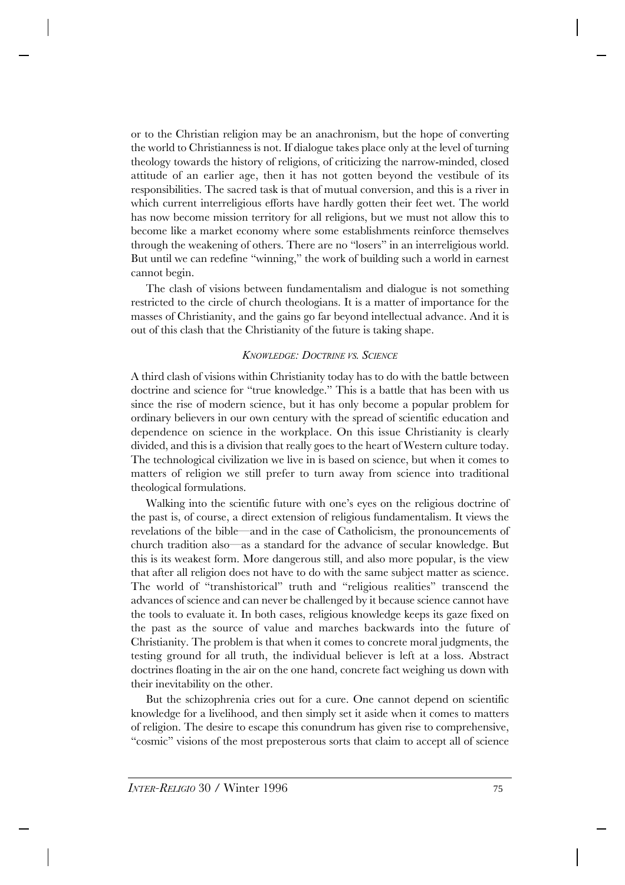or to the Christian religion may be an anachronism, but the hope of converting the world to Christianness is not. If dialogue takes place only at the level of turning theology towards the history of religions, of criticizing the narrow-minded, closed attitude of an earlier age, then it has not gotten beyond the vestibule of its responsibilities. The sacred task is that of mutual conversion, and this is a river in which current interreligious efforts have hardly gotten their feet wet. The world has now become mission territory for all religions, but we must not allow this to become like a market economy where some establishments reinforce themselves through the weakening of others. There are no "losers" in an interreligious world. But until we can redefine "winning," the work of building such a world in earnest cannot begin.

The clash of visions between fundamentalism and dialogue is not something restricted to the circle of church theologians. It is a matter of importance for the masses of Christianity, and the gains go far beyond intellectual advance. And it is out of this clash that the Christianity of the future is taking shape.

### *Knowledge: Doctrine vs. Science*

A third clash of visions within Christianity today has to do with the battle between doctrine and science for "true knowledge." This is a battle that has been with us since the rise of modern science, but it has only become a popular problem for ordinary believers in our own century with the spread of scientific education and dependence on science in the workplace. On this issue Christianity is clearly divided, and this is a division that really goes to the heart of Western culture today. The technological civilization we live in is based on science, but when it comes to matters of religion we still prefer to turn away from science into traditional theological formulations.

Walking into the scientific future with one's eyes on the religious doctrine of the past is, of course, a direct extension of religious fundamentalism. It views the revelations of the bible—and in the case of Catholicism, the pronouncements of church tradition also—as a standard for the advance of secular knowledge. But this is its weakest form. More dangerous still, and also more popular, is the view that after all religion does not have to do with the same subject matter as science. The world of "transhistorical" truth and "religious realities" transcend the advances of science and can never be challenged by it because science cannot have the tools to evaluate it. In both cases, religious knowledge keeps its gaze fixed on the past as the source of value and marches backwards into the future of Christianity. The problem is that when it comes to concrete moral judgments, the testing ground for all truth, the individual believer is left at a loss. Abstract doctrines floating in the air on the one hand, concrete fact weighing us down with their inevitability on the other.

But the schizophrenia cries out for a cure. One cannot depend on scientific knowledge for a livelihood, and then simply set it aside when it comes to matters of religion. The desire to escape this conundrum has given rise to comprehensive, "cosmic" visions of the most preposterous sorts that claim to accept all of science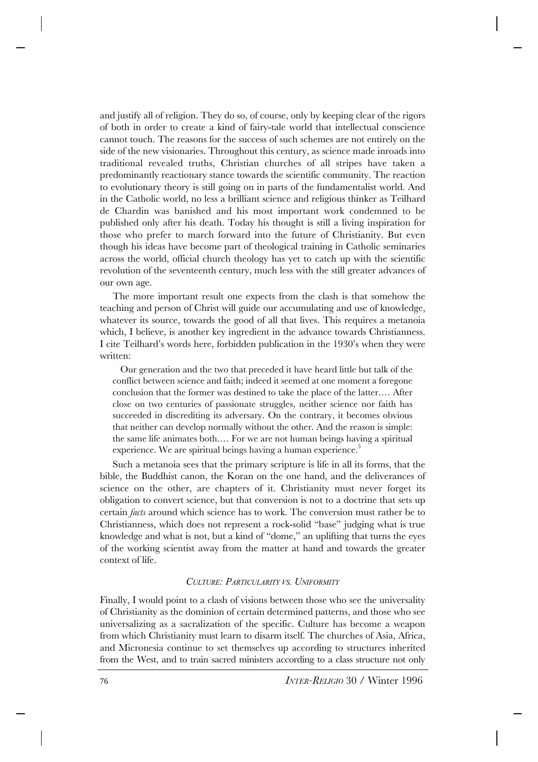and justify all of religion. They do so, of course, only by keeping clear of the rigors of both in order to create a kind of fairy-tale world that intellectual conscience cannot touch. The reasons for the success of such schemes are not entirely on the side of the new visionaries. Throughout this century, as science made inroads into traditional revealed truths, Christian churches of all stripes have taken a predominantly reactionary stance towards the scientific community. The reaction to evolutionary theory is still going on in parts of the fundamentalist world. And in the Catholic world, no less a brilliant science and religious thinker as Teilhard de Chardin was banished and his most important work condemned to be published only after his death. Today his thought is still a living inspiration for those who prefer to march forward into the future of Christianity. But even though his ideas have become part of theological training in Catholic seminaries across the world, official church theology has yet to catch up with the scientific revolution of the seventeenth century, much less with the still greater advances of our own age.

The more important result one expects from the clash is that somehow the teaching and person of Christ will guide our accumulating and use of knowledge, whatever its source, towards the good of all that lives. This requires a metanoia which, I believe, is another key ingredient in the advance towards Christianness. I cite Teilhard's words here, forbidden publication in the 1930's when they were written:

> Our generation and the two that preceded it have heard little but talk of the conflict between science and faith; indeed it seemed at one moment a foregone conclusion that the former was destined to take the place of the latter.… After close on two centuries of passionate struggles, neither science nor faith has succeeded in discrediting its adversary. On the contrary, it becomes obvious that neither can develop normally without the other. And the reason is simple: the same life animates both.… For we are not human beings having a spiritual experience. We are spiritual beings having a human experience.[5]

Such a metanoia sees that the primary scripture is life in all its forms, that the bible, the Buddhist canon, the Koran on the one hand, and the deliverances of science on the other, are chapters of it. Christianity must never forget its obligation to convert science, but that conversion is not to a doctrine that sets up certain *facts* around which science has to work. The conversion must rather be to Christianness, which does not represent a rock-solid "base" judging what is true knowledge and what is not, but a kind of "dome," an uplifting that turns the eyes of the working scientist away from the matter at hand and towards the greater context of life.

### *Culture: Particularity vs. Uniformity*

Finally, I would point to a clash of visions between those who see the universality of Christianity as the dominion of certain determined patterns, and those who see universalizing as a sacralization of the specific. Culture has become a weapon from which Christianity must learn to disarm itself. The churches of Asia, Africa, and Micronesia continue to set themselves up according to structures inherited from the West, and to train sacred ministers according to a class structure not only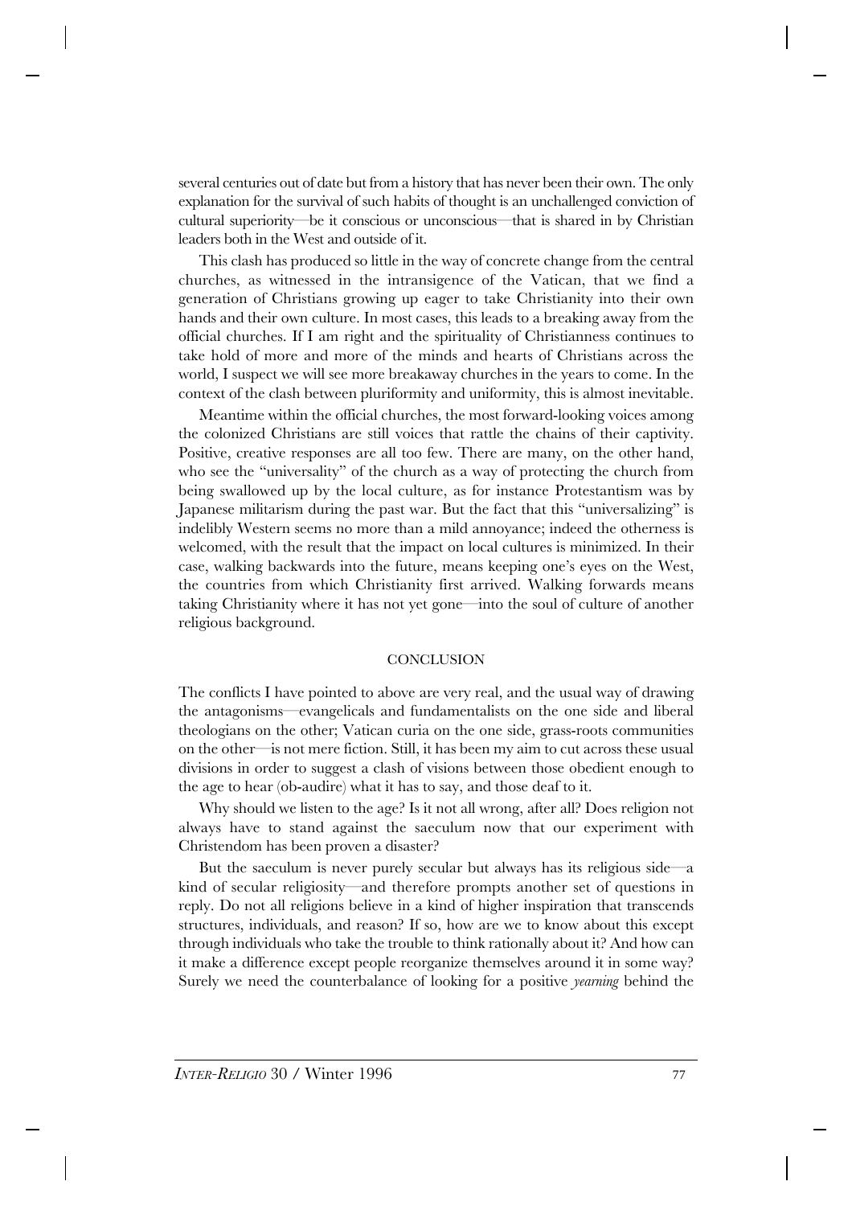several centuries out of date but from a history that has never been their own. The only explanation for the survival of such habits of thought is an unchallenged conviction of cultural superiority—be it conscious or unconscious—that is shared in by Christian leaders both in the West and outside of it.

This clash has produced so little in the way of concrete change from the central churches, as witnessed in the intransigence of the Vatican, that we find a generation of Christians growing up eager to take Christianity into their own hands and their own culture. In most cases, this leads to a breaking away from the official churches. If I am right and the spirituality of Christianness continues to take hold of more and more of the minds and hearts of Christians across the world, I suspect we will see more breakaway churches in the years to come. In the context of the clash between pluriformity and uniformity, this is almost inevitable.

Meantime within the official churches, the most forward-looking voices among the colonized Christians are still voices that rattle the chains of their captivity. Positive, creative responses are all too few. There are many, on the other hand, who see the "universality" of the church as a way of protecting the church from being swallowed up by the local culture, as for instance Protestantism was by Japanese militarism during the past war. But the fact that this "universalizing" is indelibly Western seems no more than a mild annoyance; indeed the otherness is welcomed, with the result that the impact on local cultures is minimized. In their case, walking backwards into the future, means keeping one's eyes on the West, the countries from which Christianity first arrived. Walking forwards means taking Christianity where it has not yet gone—into the soul of culture of another religious background.

## CONCLUSION

The conflicts I have pointed to above are very real, and the usual way of drawing the antagonisms—evangelicals and fundamentalists on the one side and liberal theologians on the other; Vatican curia on the one side, grass-roots communities on the other—is not mere fiction. Still, it has been my aim to cut across these usual divisions in order to suggest a clash of visions between those obedient enough to the age to hear (ob-audire) what it has to say, and those deaf to it.

Why should we listen to the age? Is it not all wrong, after all? Does religion not always have to stand against the saeculum now that our experiment with Christendom has been proven a disaster?

But the saeculum is never purely secular but always has its religious side—a kind of secular religiosity—and therefore prompts another set of questions in reply. Do not all religions believe in a kind of higher inspiration that transcends structures, individuals, and reason? If so, how are we to know about this except through individuals who take the trouble to think rationally about it? And how can it make a difference except people reorganize themselves around it in some way? Surely we need the counterbalance of looking for a positive *yearning* behind the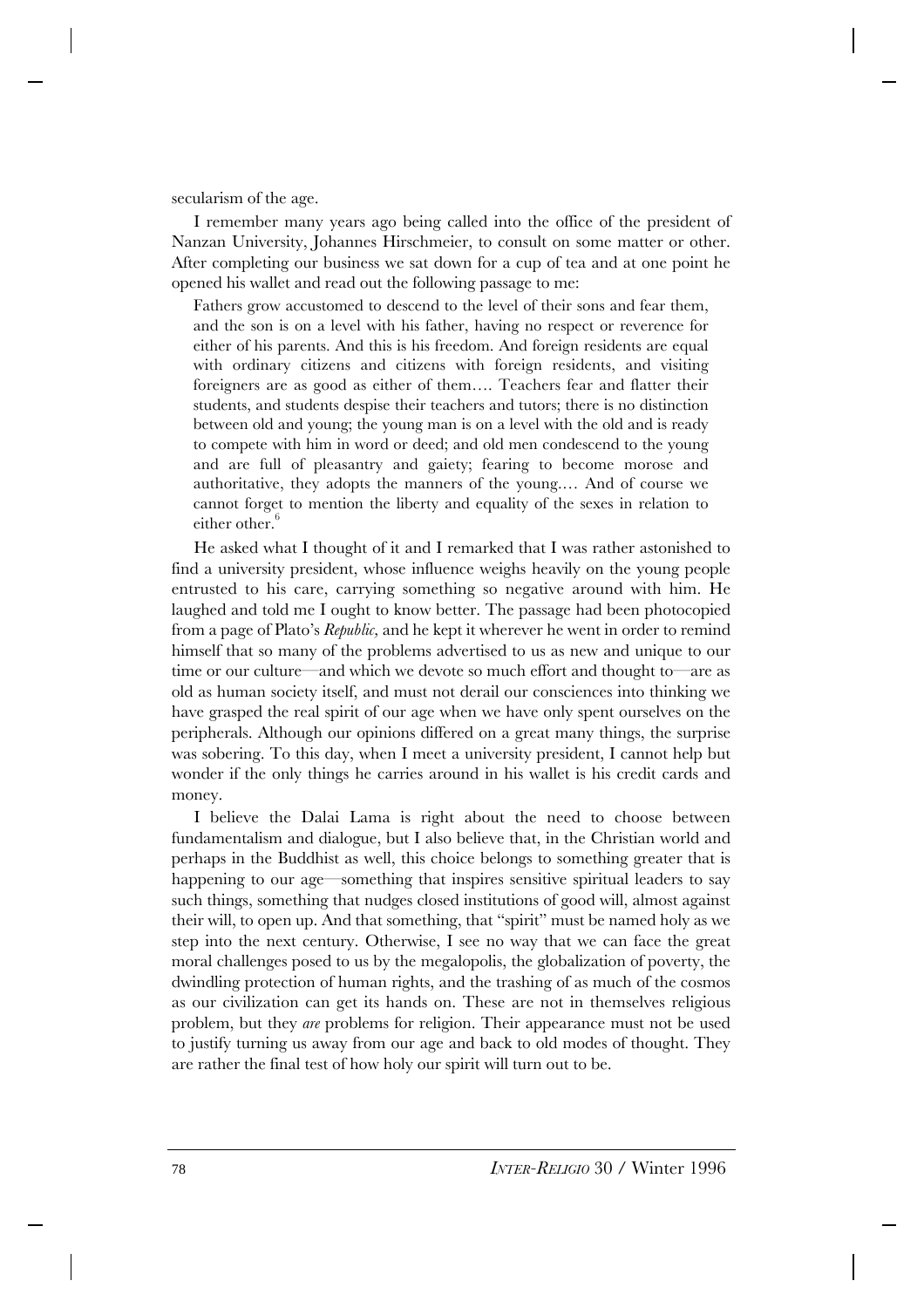secularism of the age.

I remember many years ago being called into the office of the president of Nanzan University, Johannes Hirschmeier, to consult on some matter or other. After completing our business we sat down for a cup of tea and at one point he opened his wallet and read out the following passage to me:

> Fathers grow accustomed to descend to the level of their sons and fear them, and the son is on a level with his father, having no respect or reverence for either of his parents. And this is his freedom. And foreign residents are equal with ordinary citizens and citizens with foreign residents, and visiting foreigners are as good as either of them…. Teachers fear and flatter their students, and students despise their teachers and tutors; there is no distinction between old and young; the young man is on a level with the old and is ready to compete with him in word or deed; and old men condescend to the young and are full of pleasantry and gaiety; fearing to become morose and authoritative, they adopts the manners of the young.… And of course we cannot forget to mention the liberty and equality of the sexes in relation to either other.[6]

He asked what I thought of it and I remarked that I was rather astonished to find a university president, whose influence weighs heavily on the young people entrusted to his care, carrying something so negative around with him. He laughed and told me I ought to know better. The passage had been photocopied from a page of Plato's *Republic,* and he kept it wherever he went in order to remind himself that so many of the problems advertised to us as new and unique to our time or our culture—and which we devote so much effort and thought to—are as old as human society itself, and must not derail our consciences into thinking we have grasped the real spirit of our age when we have only spent ourselves on the peripherals. Although our opinions differed on a great many things, the surprise was sobering. To this day, when I meet a university president, I cannot help but wonder if the only things he carries around in his wallet is his credit cards and money.

I believe the Dalai Lama is right about the need to choose between fundamentalism and dialogue, but I also believe that, in the Christian world and perhaps in the Buddhist as well, this choice belongs to something greater that is happening to our age—something that inspires sensitive spiritual leaders to say such things, something that nudges closed institutions of good will, almost against their will, to open up. And that something, that "spirit" must be named holy as we step into the next century. Otherwise, I see no way that we can face the great moral challenges posed to us by the megalopolis, the globalization of poverty, the dwindling protection of human rights, and the trashing of as much of the cosmos as our civilization can get its hands on. These are not in themselves religious problem, but they *are* problems for religion. Their appearance must not be used to justify turning us away from our age and back to old modes of thought. They are rather the final test of how holy our spirit will turn out to be.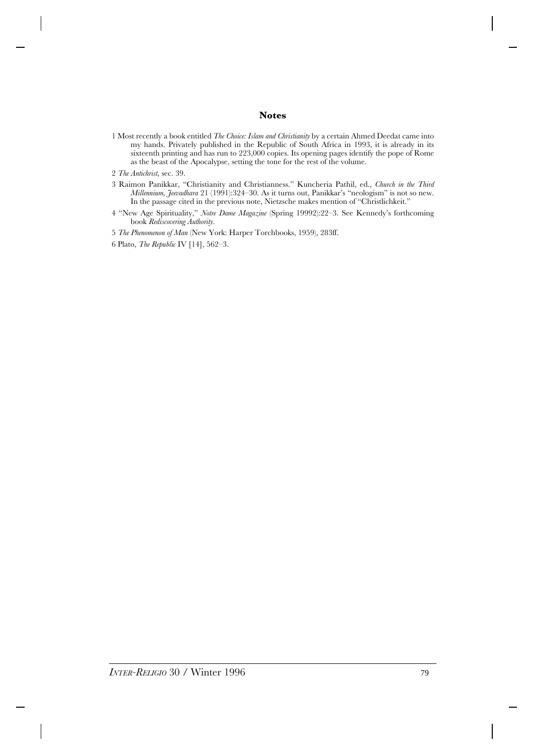## Notes

1 Most recently a book entitled *The Choice: Islam and Christianity* by a certain Ahmed Deedat came into my hands. Privately published in the Republic of South Africa in 1993, it is already in its sixteenth printing and has run to 223,000 copies. Its opening pages identify the pope of Rome as the beast of the Apocalypse, setting the tone for the rest of the volume.

2 *The Antichrist*, sec. 39.

3 Raimon Panikkar, "Christianity and Christianness." Kuncheria Pathil, ed., *Church in the Third Millennium, Jeevadhara* 21 (1991):324–30. As it turns out, Panikkar's "neologism" is not so new. In the passage cited in the previous note, Nietzsche makes mention of "Christlichkeit."

4 "New Age Spirituality," *Notre Dame Magazine* (Spring 19992):22–3. See Kennedy's forthcoming book *Rediscovering Authority*.

5 *The Phenomenon of Man* (New York: Harper Torchbooks, 1959), 283ff.

6 Plato, *The Republic* IV [14], 562–3.